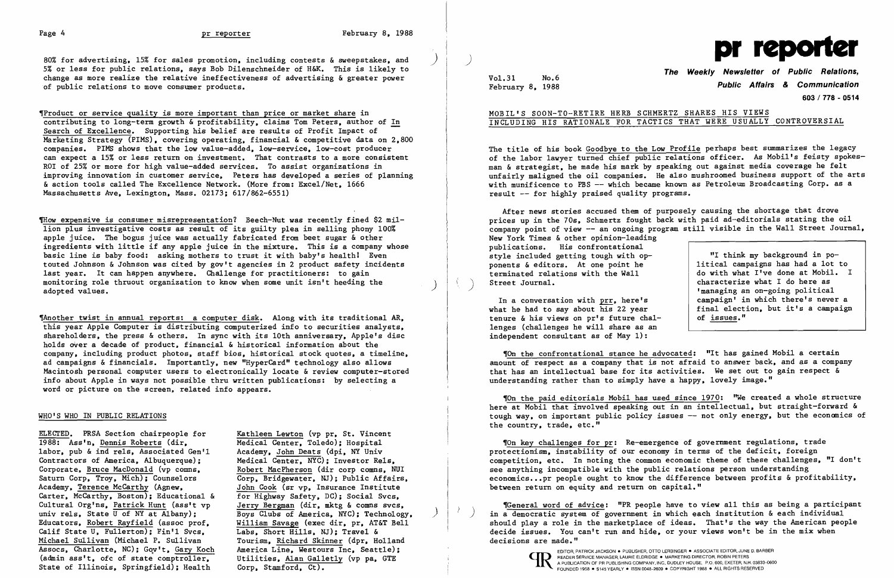80% for advertising, 15% for sales promotion, including contests & sweepstakes, and 5% or less for public relations, says Bob Dilenschneider of H&K. This is likely to change as more realize the relative ineffectiveness of advertising & greater power of public relations to move consumer products.

¶Product or service quality is more important than price or market share in contributing to long-term growth & profitability, claims Tom Peters, author of In Search of Excellence. Supporting his belief are results of Profit Impact of Marketing Strategy (PIMS), covering operating, financial & competitive data on 2,800 companies. PIMS shows that the low value-added, low-service, low-cost producer can expect a 15% or less return on investment. That contrasts to a more consistent ROI of 25% or more for high value-added services. To assist organizations in improving innovation in customer service, Peters has developed a series of planning & action tools called The Excellence Network. (More from: Excel/Net, 1666 Massachusetts Ave, Lexington, Mass. 02173; 617/862-6551)

¶How expensive is consumer misrepresentation? Beech-Nut was recently fined $2 million plus investigative costs as result of its guilty plea in selling phony 100% apple juice. The bogus juice was actually fabricated from beet sugar & other ingredients with little if any apple juice in the mixture. This is a company whose basic line is baby food: asking mothers to trust it with baby's health! Even touted Johnson & Johnson was cited by gov't agencies in 2 product safety incidents last year. It can happen anywhere. Challenge for practitioners: to gain monitoring role thruout organization to know when some unit isn't heeding the adopted values.

¶Another twist in annual reports: a computer disk. Along with its traditional AR, this year Apple Computer is distributing computerized info to securities analysts, shareholders, the press & others. In sync with its 10th anniversary, Apple's disc holds over a decade of product, financial & historical information about the company, including product photos, staff bios, historical stock quotes, a timeline, ad campaigns & financials. Importantly, new "HyperCard" technology also allows Macintosh personal computer users to electronically locate & review computer-stored info about Apple in ways not possible thru written publications: by selecting a word or picture on the screen, related info appears.

## WHO'S WHO IN PUBLIC RELATIONS

ELECTED. PRSA Section chairpeople for 1988: Ass'n, Dennis Roberts (dir, labor, pub & ind rels, Associated Gen'l Contractors of America, Albuquerque); Corporate, Bruce MacDonald (vp comns, Saturn Corp, Troy, Mich); Counselors Academy, Terence McCarthy (Agnew, Carter, McCarthy, Boston); Educational & Cultural Org'ns, Patrick Hunt (ass't vp univ rels, State U of NY at Albany); Educators, Robert Rayfield (assoc prof, Calif State U, Fullerton); Fin'l Svcs, Michael Sullivan (Michael P. Sullivan Assocs, Charlotte, NC); Gov't, Gary Koch (admin ass't, ofc of state comptroller, State of Illinois, Springfield); Health Kathleen Lewton (vp pr, St. Vincent Medical Center, Toledo); Hospital Academy, John Deats (dpi, NY Univ Medical Center, NYC); Investor Rels, Robert MacPherson (dir corp comns, NUI Corp, Bridgewater, NJ); Public Affairs, John Cook (sr vp, Insurance Institute for Highway Safety, DC); Social Svcs, Jerry Bergman (dir, mktg & comns svcs, Boys Clubs of America, NYC); Technology, William Savage (exec dir, pr, AT&T Bell Labs, Short Hills, NJ); Travel & Tourism, Richard Skinner (dpr, Holland America Line, Westours Inc, Seattle); Utilities, Alan Galletly (vp pa, GTE Corp, Stamford, Ct).

# pr reporter

**The Weekly Newsletter of Public Relations, Public Affairs & Communication**

603 / 778 - 0514

Vol.31 No.6
February 8, 1988

## MOBIL'S SOON-TO-RETIRE HERB SCHMERTZ SHARES HIS VIEWS INCLUDING HIS RATIONALE FOR TACTICS THAT WERE USUALLY CONTROVERSIAL

The title of his book Goodbye to the Low Profile perhaps best summarizes the legacy of the labor lawyer turned chief public relations officer. As Mobil's feisty spokesman & strategist, he made his mark by speaking out against media coverage he felt unfairly maligned the oil companies. He also mushroomed business support of the arts with munificence to PBS -- which became known as Petroleum Broadcasting Corp. as a result -- for highly praised quality programs.

After news stories accused them of purposely causing the shortage that drove prices up in the 70s, Schmertz fought back with paid ad-editorials stating the oil company point of view -- an ongoing program still visible in the Wall Street Journal, New York Times & other opinion-leading publications. His confrontational style included getting tough with opponents & editors. At one point he terminated relations with the Wall Street Journal.

> "I think my background in political campaigns has had a lot to do with what I've done at Mobil. I characterize what I do here as 'managing an on-going political campaign' in which there's never a final election, but it's a campaign of issues."

In a conversation with prr, here's what he had to say about his 22 year tenure & his views on pr's future challenges (challenges he will share as an independent consultant as of May 1):

¶On the confrontational stance he advocated: "It has gained Mobil a certain amount of respect as a company that is not afraid to answer back, and as a company that has an intellectual base for its activities. We set out to gain respect & understanding rather than to simply have a happy, lovely image."

¶On the paid editorials Mobil has used since 1970: "We created a whole structure here at Mobil that involved speaking out in an intellectual, but straight-forward & tough way, on important public policy issues -- not only energy, but the economics of the country, trade, etc."

¶On key challenges for pr: Re-emergence of government regulations, trade protectionism, instability of our economy in terms of the deficit, foreign competition, etc. In noting the common economic theme of these challenges, "I don't see anything incompatible with the public relations person understanding economics...pr people ought to know the difference between profits & profitability, between return on equity and return on capital."

¶General word of advice: "PR people have to view all this as being a participant in a democratic system of government in which each institution & each individual should play a role in the marketplace of ideas. That's the way the American people decide issues. You can't run and hide, or your views won't be in the mix when decisions are made."

EDITOR, PATRICK JACKSON • PUBLISHER, OTTO LERBINGER • ASSOCIATE EDITOR, JUNE D. BARBER
READER SERVICE MANAGER, LAURIE ELDRIDGE • MARKETING DIRECTOR, ROBIN PETERS
A PUBLICATION OF PR PUBLISHING COMPANY, INC. DUDLEY HOUSE, P.O. 600, EXETER, N.H. 03833-0600
FOUNDED 1958 • $145 YEARLY • ISSN 0048-2609 • COPYRIGHT 1988 • ALL RIGHTS RESERVED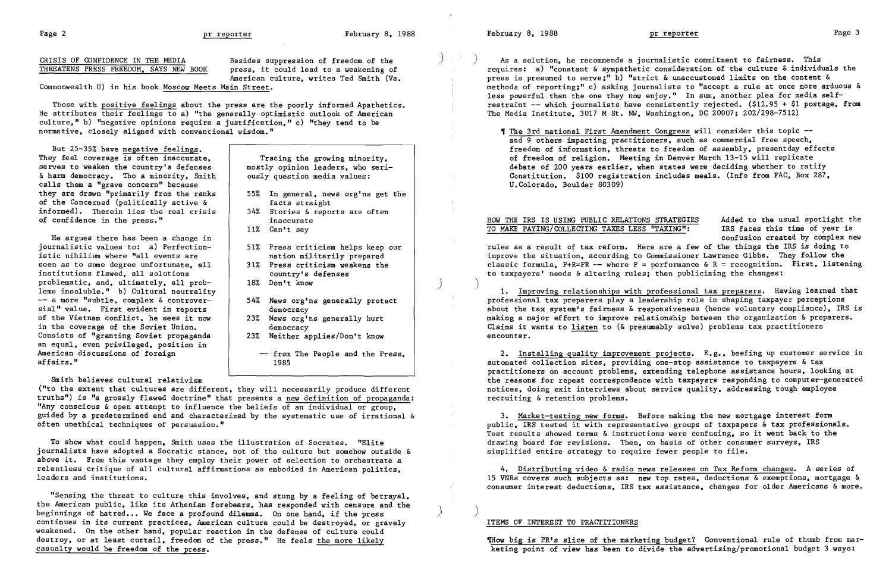## CRISIS OF CONFIDENCE IN THE MEDIA THREATENS PRESS FREEDOM, SAYS NEW BOOK

Besides suppression of freedom of the press, it could lead to a weakening of American culture, writes Ted Smith (Va. Commonwealth U) in his book Moscow Meets Main Street.

Those with positive feelings about the press are the poorly informed Apathetics. He attributes their feelings to a) "the generally optimistic outlook of American culture," b) "negative opinions require a justification," c) "they tend to be normative, closely aligned with conventional wisdom."

But 25-35% have negative feelings. They feel coverage is often inaccurate, serves to weaken the country's defenses & harm democracy. Tho a minority, Smith calls them a "grave concern" because they are drawn "primarily from the ranks of the Concerned (politically active & informed). Therein lies the real crisis of confidence in the press."

He argues there has been a change in journalistic values to: a) Perfectionistic nihilism where "all events are seen as to some degree unfortunate, all institutions flawed, all solutions problematic, and, ultimately, all problems insoluble." b) Cultural neutrality -- a more "subtle, complex & controversial" value. First evident in reports of the Vietnam conflict, he sees it now in the coverage of the Soviet Union. Consists of "granting Soviet propaganda an equal, even privileged, position in American discussions of foreign affairs."

> Tracing the growing minority, mostly opinion leaders, who seriously question media values:
>
> 55% In general, news org'ns get the facts straight
> 34% Stories & reports are often inaccurate
> 11% Can't say
>
> 51% Press criticism helps keep our nation militarily prepared
> 31% Press criticism weakens the country's defenses
> 18% Don't know
>
> 54% News org'ns generally protect democracy
> 23% News org'ns generally hurt democracy
> 23% Neither applies/Don't know
>
> -- from The People and the Press, 1985

Smith believes cultural relativism ("to the extent that cultures are different, they will necessarily produce different truths") is "a grossly flawed doctrine" that presents a new definition of propaganda: "Any conscious & open attempt to influence the beliefs of an individual or group, guided by a predetermined end and characterized by the systematic use of irrational & often unethical techniques of persuasion."

To show what could happen, Smith uses the illustration of Socrates. "Elite journalists have adopted a Socratic stance, not of the culture but somehow outside & above it. From this vantage they employ their power of selection to orchestrate a relentless critique of all cultural affirmations as embodied in American politics, leaders and institutions.

"Sensing the threat to culture this involves, and stung by a feeling of betrayal, the American public, like its Athenian forebears, has responded with censure and the beginnings of hatred... We face a profound dilemma. On one hand, if the press continues in its current practices, American culture could be destroyed, or gravely weakened. On the other hand, popular reaction in the defense of culture could destroy, or at least curtail, freedom of the press." He feels the more likely casualty would be freedom of the press.

As a solution, he recommends a journalistic commitment to fairness. This requires: a) "constant & sympathetic consideration of the culture & individuals the press is presumed to serve;" b) "strict & unaccustomed limits on the content & methods of reporting;" c) asking journalists to "accept a rule at once more arduous & less powerful than the one they now enjoy." In sum, another plea for media self-restraint -- which journalists have consistently rejected. ($12.95 + $1 postage, from The Media Institute, 3017 M St. NW, Washington, DC 20007; 202/298-7512)

¶ The 3rd national First Amendment Congress will consider this topic -- and 9 others impacting practitioners, such as commercial free speech, freedom of information, threats to freedom of assembly, presentday effects of freedom of religion. Meeting in Denver March 13-15 will replicate debate of 200 years earlier, when states were deciding whether to ratify Constitution. $100 registration includes meals. (Info from FAC, Box 287, U.Colorado, Boulder 80309)

## HOW THE IRS IS USING PUBLIC RELATIONS STRATEGIES TO MAKE PAYING/COLLECTING TAXES LESS "TAXING":

Added to the usual spotlight the IRS faces this time of year is confusion created by complex new rules as a result of tax reform. Here are a few of the things the IRS is doing to improve the situation, according to Commissioner Lawrence Gibbs. They follow the classic formula, P+R=PR -- where P = performance & R = recognition. First, listening to taxpayers' needs & altering rules; then publicizing the changes:

1. Improving relationships with professional tax preparers. Having learned that professional tax preparers play a leadership role in shaping taxpayer perceptions about the tax system's fairness & responsiveness (hence voluntary compliance), IRS is making a major effort to improve relationship between the organization & preparers. Claims it wants to listen to (& presumably solve) problems tax practitioners encounter.

2. Installing quality improvement projects. E.g., beefing up customer service in automated collection sites, providing one-stop assistance to taxpayers & tax practitioners on account problems, extending telephone assistance hours, looking at the reasons for repeat correspondence with taxpayers responding to computer-generated notices, doing exit interviews about service quality, addressing tough employee recruiting & retention problems.

3. Market-testing new forms. Before making the new mortgage interest form public, IRS tested it with representative groups of taxpapers & tax professionals. Test results showed terms & instructions were confusing, so it went back to the drawing board for revisions. Then, on basis of other consumer surveys, IRS simplified entire strategy to require fewer people to file.

4. Distributing video & radio news releases on Tax Reform changes. A series of 15 VNRs covers such subjects as: new top rates, deductions & exemptions, mortgage & consumer interest deductions, IRS tax assistance, changes for older Americans & more.

## ITEMS OF INTEREST TO PRACTITIONERS

¶How big is PR's slice of the marketing budget? Conventional rule of thumb from marketing point of view has been to divide the advertising/promotional budget 3 ways: